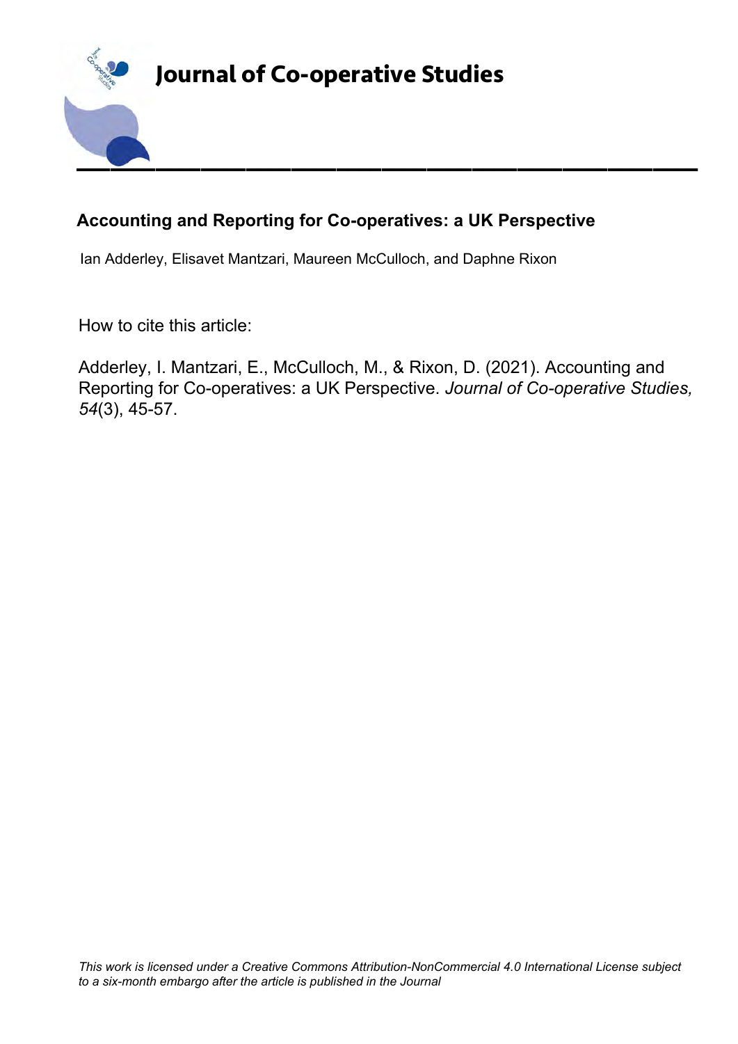# Journal of Co-operative Studies

## Accounting and Reporting for Co-operatives: a UK Perspective

Ian Adderley, Elisavet Mantzari, Maureen McCulloch, and Daphne Rixon

How to cite this article:

Adderley, I. Mantzari, E., McCulloch, M., & Rixon, D. (2021). Accounting and Reporting for Co-operatives: a UK Perspective. *Journal of Co-operative Studies, 54*(3), 45-57.

*This work is licensed under a Creative Commons Attribution-NonCommercial 4.0 International License subject to a six-month embargo after the article is published in the Journal*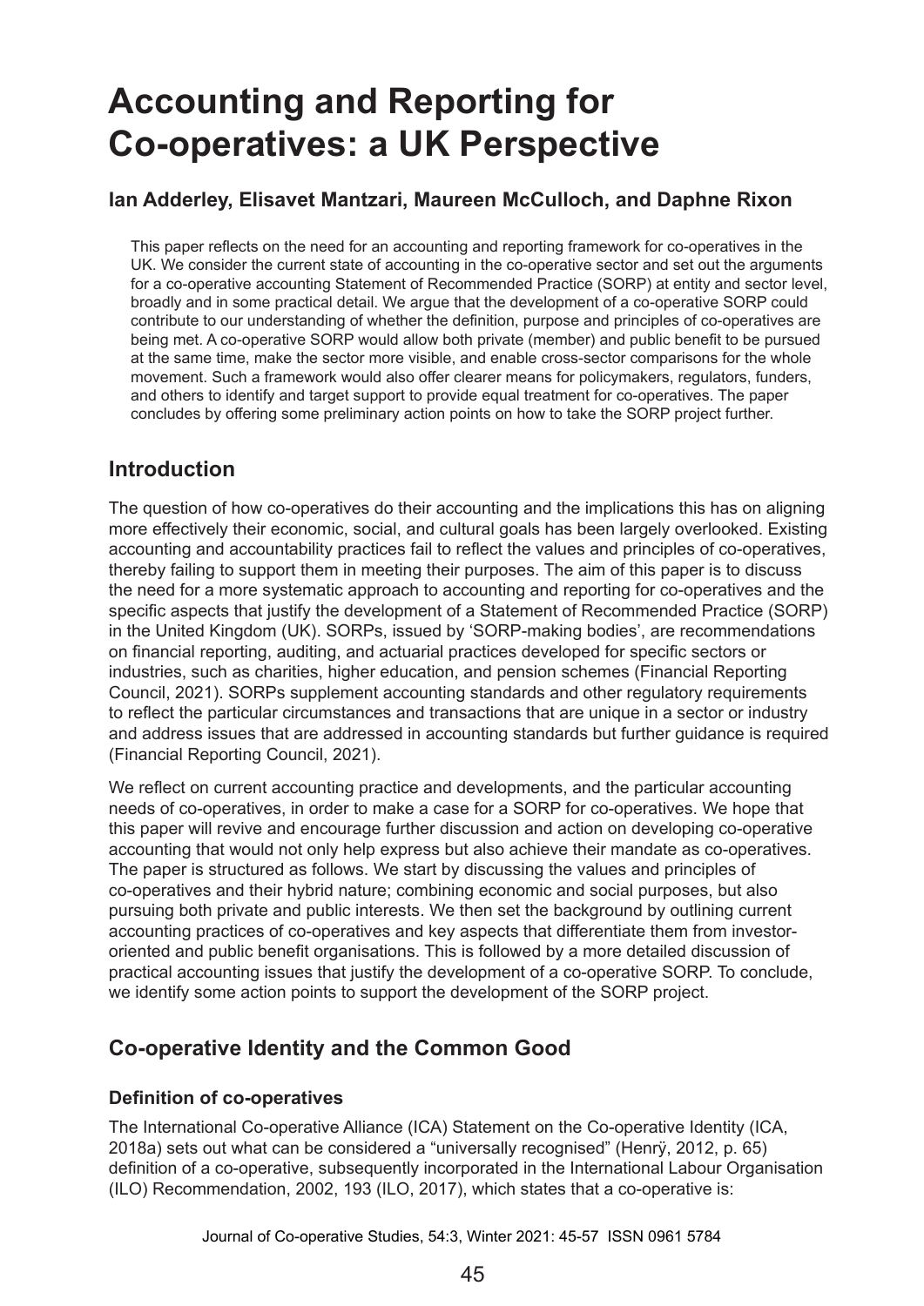# Accounting and Reporting for Co-operatives: a UK Perspective

**Ian Adderley, Elisavet Mantzari, Maureen McCulloch, and Daphne Rixon**

This paper reflects on the need for an accounting and reporting framework for co-operatives in the UK. We consider the current state of accounting in the co-operative sector and set out the arguments for a co-operative accounting Statement of Recommended Practice (SORP) at entity and sector level, broadly and in some practical detail. We argue that the development of a co-operative SORP could contribute to our understanding of whether the definition, purpose and principles of co-operatives are being met. A co-operative SORP would allow both private (member) and public benefit to be pursued at the same time, make the sector more visible, and enable cross-sector comparisons for the whole movement. Such a framework would also offer clearer means for policymakers, regulators, funders, and others to identify and target support to provide equal treatment for co-operatives. The paper concludes by offering some preliminary action points on how to take the SORP project further.

## Introduction

The question of how co-operatives do their accounting and the implications this has on aligning more effectively their economic, social, and cultural goals has been largely overlooked. Existing accounting and accountability practices fail to reflect the values and principles of co-operatives, thereby failing to support them in meeting their purposes. The aim of this paper is to discuss the need for a more systematic approach to accounting and reporting for co-operatives and the specific aspects that justify the development of a Statement of Recommended Practice (SORP) in the United Kingdom (UK). SORPs, issued by 'SORP-making bodies', are recommendations on financial reporting, auditing, and actuarial practices developed for specific sectors or industries, such as charities, higher education, and pension schemes (Financial Reporting Council, 2021). SORPs supplement accounting standards and other regulatory requirements to reflect the particular circumstances and transactions that are unique in a sector or industry and address issues that are addressed in accounting standards but further guidance is required (Financial Reporting Council, 2021).

We reflect on current accounting practice and developments, and the particular accounting needs of co-operatives, in order to make a case for a SORP for co-operatives. We hope that this paper will revive and encourage further discussion and action on developing co-operative accounting that would not only help express but also achieve their mandate as co-operatives. The paper is structured as follows. We start by discussing the values and principles of co-operatives and their hybrid nature; combining economic and social purposes, but also pursuing both private and public interests. We then set the background by outlining current accounting practices of co-operatives and key aspects that differentiate them from investor-oriented and public benefit organisations. This is followed by a more detailed discussion of practical accounting issues that justify the development of a co-operative SORP. To conclude, we identify some action points to support the development of the SORP project.

## Co-operative Identity and the Common Good

### Definition of co-operatives

The International Co-operative Alliance (ICA) Statement on the Co-operative Identity (ICA, 2018a) sets out what can be considered a "universally recognised" (Henrÿ, 2012, p. 65) definition of a co-operative, subsequently incorporated in the International Labour Organisation (ILO) Recommendation, 2002, 193 (ILO, 2017), which states that a co-operative is: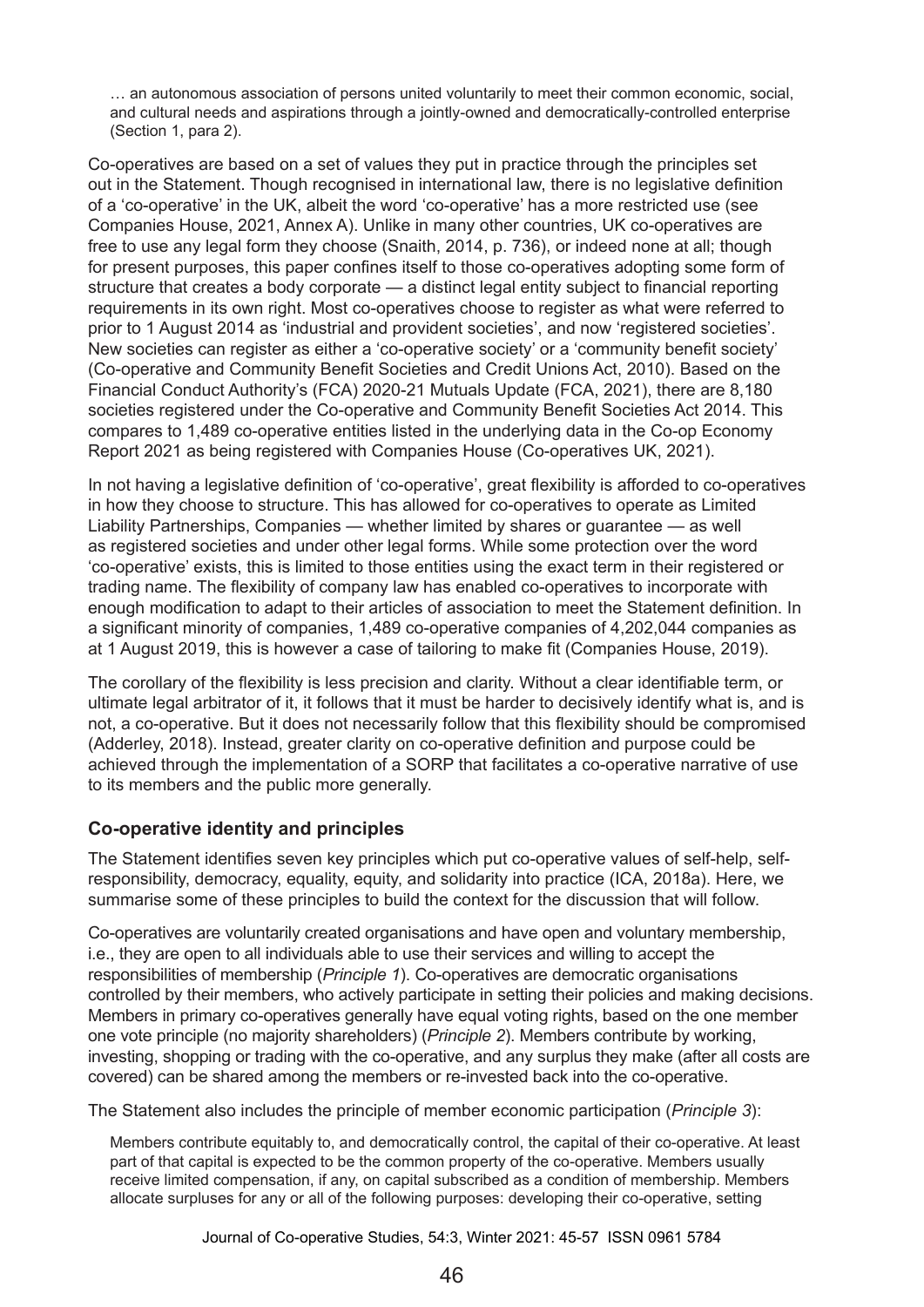> … an autonomous association of persons united voluntarily to meet their common economic, social, and cultural needs and aspirations through a jointly-owned and democratically-controlled enterprise (Section 1, para 2).

Co-operatives are based on a set of values they put in practice through the principles set out in the Statement. Though recognised in international law, there is no legislative definition of a 'co-operative' in the UK, albeit the word 'co-operative' has a more restricted use (see Companies House, 2021, Annex A). Unlike in many other countries, UK co-operatives are free to use any legal form they choose (Snaith, 2014, p. 736), or indeed none at all; though for present purposes, this paper confines itself to those co-operatives adopting some form of structure that creates a body corporate — a distinct legal entity subject to financial reporting requirements in its own right. Most co-operatives choose to register as what were referred to prior to 1 August 2014 as 'industrial and provident societies', and now 'registered societies'. New societies can register as either a 'co-operative society' or a 'community benefit society' (Co-operative and Community Benefit Societies and Credit Unions Act, 2010). Based on the Financial Conduct Authority's (FCA) 2020-21 Mutuals Update (FCA, 2021), there are 8,180 societies registered under the Co-operative and Community Benefit Societies Act 2014. This compares to 1,489 co-operative entities listed in the underlying data in the Co-op Economy Report 2021 as being registered with Companies House (Co-operatives UK, 2021).

In not having a legislative definition of 'co-operative', great flexibility is afforded to co-operatives in how they choose to structure. This has allowed for co-operatives to operate as Limited Liability Partnerships, Companies — whether limited by shares or guarantee — as well as registered societies and under other legal forms. While some protection over the word 'co-operative' exists, this is limited to those entities using the exact term in their registered or trading name. The flexibility of company law has enabled co-operatives to incorporate with enough modification to adapt to their articles of association to meet the Statement definition. In a significant minority of companies, 1,489 co-operative companies of 4,202,044 companies as at 1 August 2019, this is however a case of tailoring to make fit (Companies House, 2019).

The corollary of the flexibility is less precision and clarity. Without a clear identifiable term, or ultimate legal arbitrator of it, it follows that it must be harder to decisively identify what is, and is not, a co-operative. But it does not necessarily follow that this flexibility should be compromised (Adderley, 2018). Instead, greater clarity on co-operative definition and purpose could be achieved through the implementation of a SORP that facilitates a co-operative narrative of use to its members and the public more generally.

## Co-operative identity and principles

The Statement identifies seven key principles which put co-operative values of self-help, self-responsibility, democracy, equality, equity, and solidarity into practice (ICA, 2018a). Here, we summarise some of these principles to build the context for the discussion that will follow.

Co-operatives are voluntarily created organisations and have open and voluntary membership, i.e., they are open to all individuals able to use their services and willing to accept the responsibilities of membership (*Principle 1*). Co-operatives are democratic organisations controlled by their members, who actively participate in setting their policies and making decisions. Members in primary co-operatives generally have equal voting rights, based on the one member one vote principle (no majority shareholders) (*Principle 2*). Members contribute by working, investing, shopping or trading with the co-operative, and any surplus they make (after all costs are covered) can be shared among the members or re-invested back into the co-operative.

The Statement also includes the principle of member economic participation (*Principle 3*):

> Members contribute equitably to, and democratically control, the capital of their co-operative. At least part of that capital is expected to be the common property of the co-operative. Members usually receive limited compensation, if any, on capital subscribed as a condition of membership. Members allocate surpluses for any or all of the following purposes: developing their co-operative, setting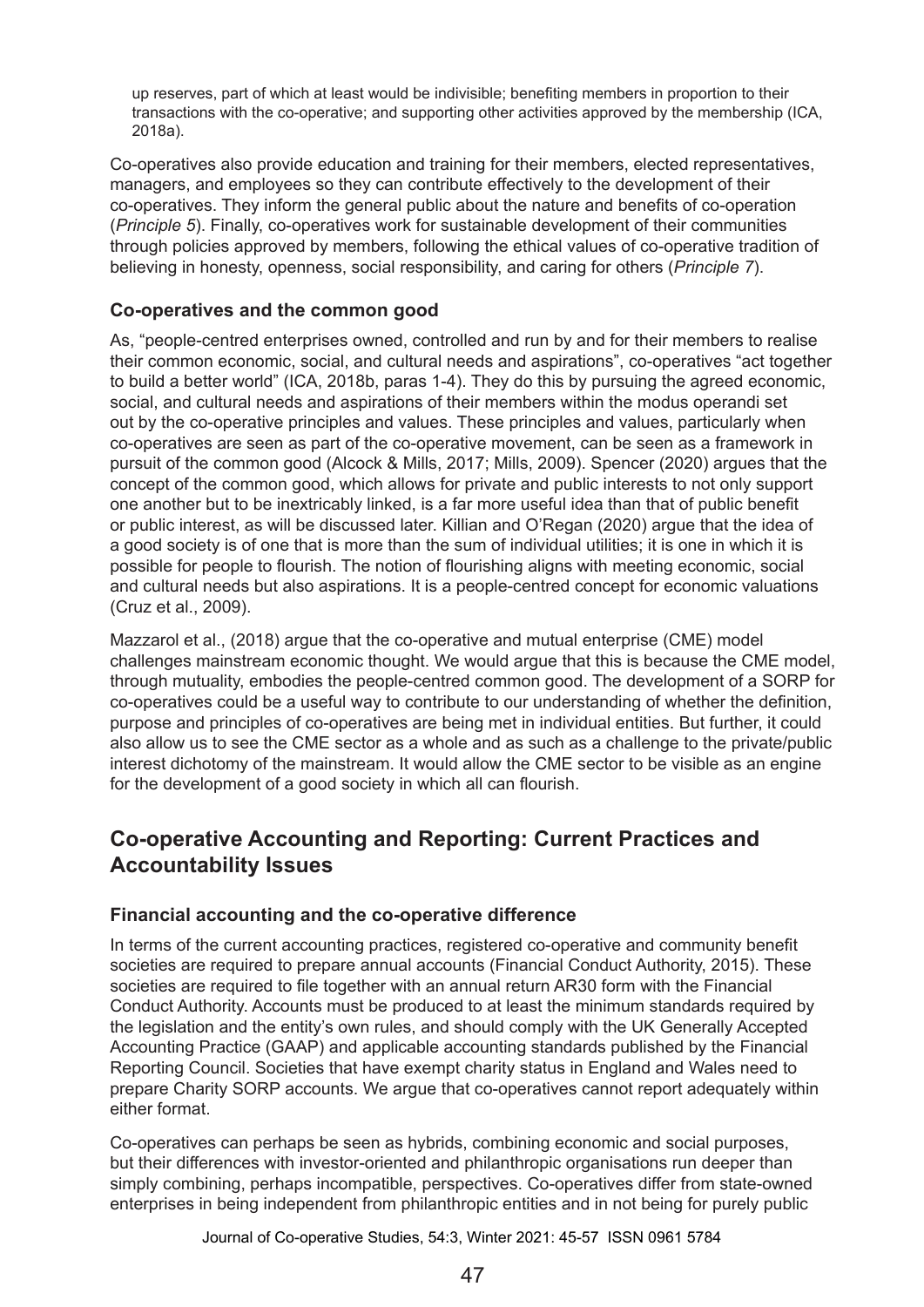up reserves, part of which at least would be indivisible; benefiting members in proportion to their transactions with the co-operative; and supporting other activities approved by the membership (ICA, 2018a).

Co-operatives also provide education and training for their members, elected representatives, managers, and employees so they can contribute effectively to the development of their co-operatives. They inform the general public about the nature and benefits of co-operation (*Principle 5*). Finally, co-operatives work for sustainable development of their communities through policies approved by members, following the ethical values of co-operative tradition of believing in honesty, openness, social responsibility, and caring for others (*Principle 7*).

### Co-operatives and the common good

As, "people-centred enterprises owned, controlled and run by and for their members to realise their common economic, social, and cultural needs and aspirations", co-operatives "act together to build a better world" (ICA, 2018b, paras 1-4). They do this by pursuing the agreed economic, social, and cultural needs and aspirations of their members within the modus operandi set out by the co-operative principles and values. These principles and values, particularly when co-operatives are seen as part of the co-operative movement, can be seen as a framework in pursuit of the common good (Alcock & Mills, 2017; Mills, 2009). Spencer (2020) argues that the concept of the common good, which allows for private and public interests to not only support one another but to be inextricably linked, is a far more useful idea than that of public benefit or public interest, as will be discussed later. Killian and O'Regan (2020) argue that the idea of a good society is of one that is more than the sum of individual utilities; it is one in which it is possible for people to flourish. The notion of flourishing aligns with meeting economic, social and cultural needs but also aspirations. It is a people-centred concept for economic valuations (Cruz et al., 2009).

Mazzarol et al., (2018) argue that the co-operative and mutual enterprise (CME) model challenges mainstream economic thought. We would argue that this is because the CME model, through mutuality, embodies the people-centred common good. The development of a SORP for co-operatives could be a useful way to contribute to our understanding of whether the definition, purpose and principles of co-operatives are being met in individual entities. But further, it could also allow us to see the CME sector as a whole and as such as a challenge to the private/public interest dichotomy of the mainstream. It would allow the CME sector to be visible as an engine for the development of a good society in which all can flourish.

## Co-operative Accounting and Reporting: Current Practices and Accountability Issues

### Financial accounting and the co-operative difference

In terms of the current accounting practices, registered co-operative and community benefit societies are required to prepare annual accounts (Financial Conduct Authority, 2015). These societies are required to file together with an annual return AR30 form with the Financial Conduct Authority. Accounts must be produced to at least the minimum standards required by the legislation and the entity's own rules, and should comply with the UK Generally Accepted Accounting Practice (GAAP) and applicable accounting standards published by the Financial Reporting Council. Societies that have exempt charity status in England and Wales need to prepare Charity SORP accounts. We argue that co-operatives cannot report adequately within either format.

Co-operatives can perhaps be seen as hybrids, combining economic and social purposes, but their differences with investor-oriented and philanthropic organisations run deeper than simply combining, perhaps incompatible, perspectives. Co-operatives differ from state-owned enterprises in being independent from philanthropic entities and in not being for purely public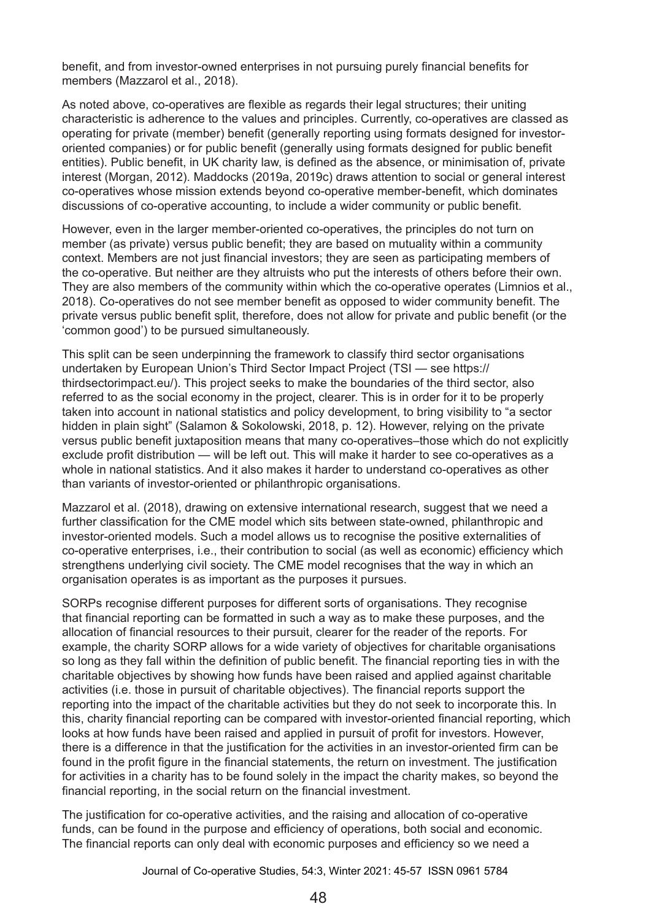benefit, and from investor-owned enterprises in not pursuing purely financial benefits for members (Mazzarol et al., 2018).

As noted above, co-operatives are flexible as regards their legal structures; their uniting characteristic is adherence to the values and principles. Currently, co-operatives are classed as operating for private (member) benefit (generally reporting using formats designed for investor-oriented companies) or for public benefit (generally using formats designed for public benefit entities). Public benefit, in UK charity law, is defined as the absence, or minimisation of, private interest (Morgan, 2012). Maddocks (2019a, 2019c) draws attention to social or general interest co-operatives whose mission extends beyond co-operative member-benefit, which dominates discussions of co-operative accounting, to include a wider community or public benefit.

However, even in the larger member-oriented co-operatives, the principles do not turn on member (as private) versus public benefit; they are based on mutuality within a community context. Members are not just financial investors; they are seen as participating members of the co-operative. But neither are they altruists who put the interests of others before their own. They are also members of the community within which the co-operative operates (Limnios et al., 2018). Co-operatives do not see member benefit as opposed to wider community benefit. The private versus public benefit split, therefore, does not allow for private and public benefit (or the 'common good') to be pursued simultaneously.

This split can be seen underpinning the framework to classify third sector organisations undertaken by European Union's Third Sector Impact Project (TSI — see https://thirdsectorimpact.eu/). This project seeks to make the boundaries of the third sector, also referred to as the social economy in the project, clearer. This is in order for it to be properly taken into account in national statistics and policy development, to bring visibility to "a sector hidden in plain sight" (Salamon & Sokolowski, 2018, p. 12). However, relying on the private versus public benefit juxtaposition means that many co-operatives–those which do not explicitly exclude profit distribution — will be left out. This will make it harder to see co-operatives as a whole in national statistics. And it also makes it harder to understand co-operatives as other than variants of investor-oriented or philanthropic organisations.

Mazzarol et al. (2018), drawing on extensive international research, suggest that we need a further classification for the CME model which sits between state-owned, philanthropic and investor-oriented models. Such a model allows us to recognise the positive externalities of co-operative enterprises, i.e., their contribution to social (as well as economic) efficiency which strengthens underlying civil society. The CME model recognises that the way in which an organisation operates is as important as the purposes it pursues.

SORPs recognise different purposes for different sorts of organisations. They recognise that financial reporting can be formatted in such a way as to make these purposes, and the allocation of financial resources to their pursuit, clearer for the reader of the reports. For example, the charity SORP allows for a wide variety of objectives for charitable organisations so long as they fall within the definition of public benefit. The financial reporting ties in with the charitable objectives by showing how funds have been raised and applied against charitable activities (i.e. those in pursuit of charitable objectives). The financial reports support the reporting into the impact of the charitable activities but they do not seek to incorporate this. In this, charity financial reporting can be compared with investor-oriented financial reporting, which looks at how funds have been raised and applied in pursuit of profit for investors. However, there is a difference in that the justification for the activities in an investor-oriented firm can be found in the profit figure in the financial statements, the return on investment. The justification for activities in a charity has to be found solely in the impact the charity makes, so beyond the financial reporting, in the social return on the financial investment.

The justification for co-operative activities, and the raising and allocation of co-operative funds, can be found in the purpose and efficiency of operations, both social and economic. The financial reports can only deal with economic purposes and efficiency so we need a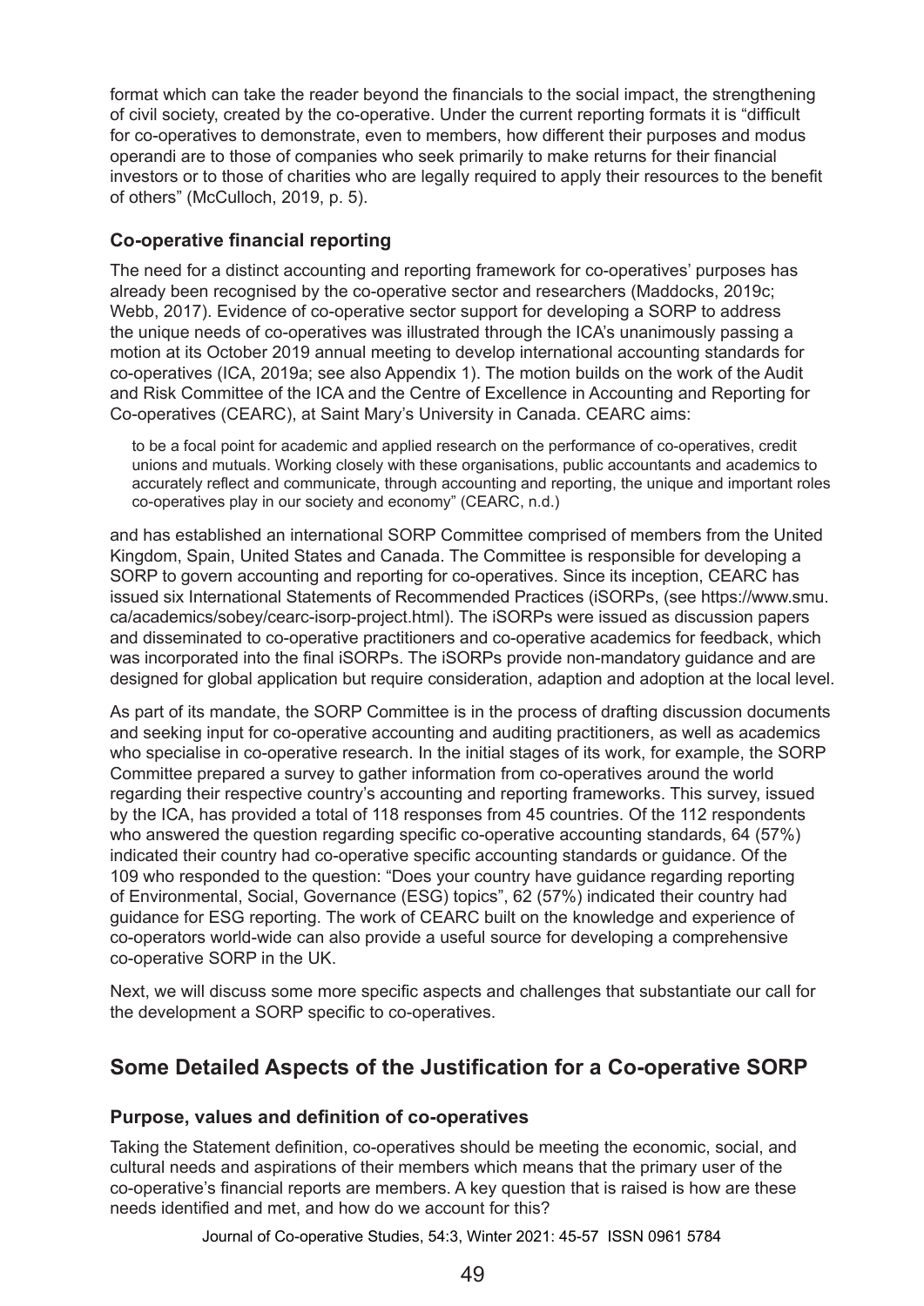format which can take the reader beyond the financials to the social impact, the strengthening of civil society, created by the co-operative. Under the current reporting formats it is "difficult for co-operatives to demonstrate, even to members, how different their purposes and modus operandi are to those of companies who seek primarily to make returns for their financial investors or to those of charities who are legally required to apply their resources to the benefit of others" (McCulloch, 2019, p. 5).

### Co-operative financial reporting

The need for a distinct accounting and reporting framework for co-operatives' purposes has already been recognised by the co-operative sector and researchers (Maddocks, 2019c; Webb, 2017). Evidence of co-operative sector support for developing a SORP to address the unique needs of co-operatives was illustrated through the ICA's unanimously passing a motion at its October 2019 annual meeting to develop international accounting standards for co-operatives (ICA, 2019a; see also Appendix 1). The motion builds on the work of the Audit and Risk Committee of the ICA and the Centre of Excellence in Accounting and Reporting for Co-operatives (CEARC), at Saint Mary's University in Canada. CEARC aims:

> to be a focal point for academic and applied research on the performance of co-operatives, credit unions and mutuals. Working closely with these organisations, public accountants and academics to accurately reflect and communicate, through accounting and reporting, the unique and important roles co-operatives play in our society and economy" (CEARC, n.d.)

and has established an international SORP Committee comprised of members from the United Kingdom, Spain, United States and Canada. The Committee is responsible for developing a SORP to govern accounting and reporting for co-operatives. Since its inception, CEARC has issued six International Statements of Recommended Practices (iSORPs, (see https://www.smu.ca/academics/sobey/cearc-isorp-project.html). The iSORPs were issued as discussion papers and disseminated to co-operative practitioners and co-operative academics for feedback, which was incorporated into the final iSORPs. The iSORPs provide non-mandatory guidance and are designed for global application but require consideration, adaption and adoption at the local level.

As part of its mandate, the SORP Committee is in the process of drafting discussion documents and seeking input for co-operative accounting and auditing practitioners, as well as academics who specialise in co-operative research. In the initial stages of its work, for example, the SORP Committee prepared a survey to gather information from co-operatives around the world regarding their respective country's accounting and reporting frameworks. This survey, issued by the ICA, has provided a total of 118 responses from 45 countries. Of the 112 respondents who answered the question regarding specific co-operative accounting standards, 64 (57%) indicated their country had co-operative specific accounting standards or guidance. Of the 109 who responded to the question: "Does your country have guidance regarding reporting of Environmental, Social, Governance (ESG) topics", 62 (57%) indicated their country had guidance for ESG reporting. The work of CEARC built on the knowledge and experience of co-operators world-wide can also provide a useful source for developing a comprehensive co-operative SORP in the UK.

Next, we will discuss some more specific aspects and challenges that substantiate our call for the development a SORP specific to co-operatives.

## Some Detailed Aspects of the Justification for a Co-operative SORP

### Purpose, values and definition of co-operatives

Taking the Statement definition, co-operatives should be meeting the economic, social, and cultural needs and aspirations of their members which means that the primary user of the co-operative's financial reports are members. A key question that is raised is how are these needs identified and met, and how do we account for this?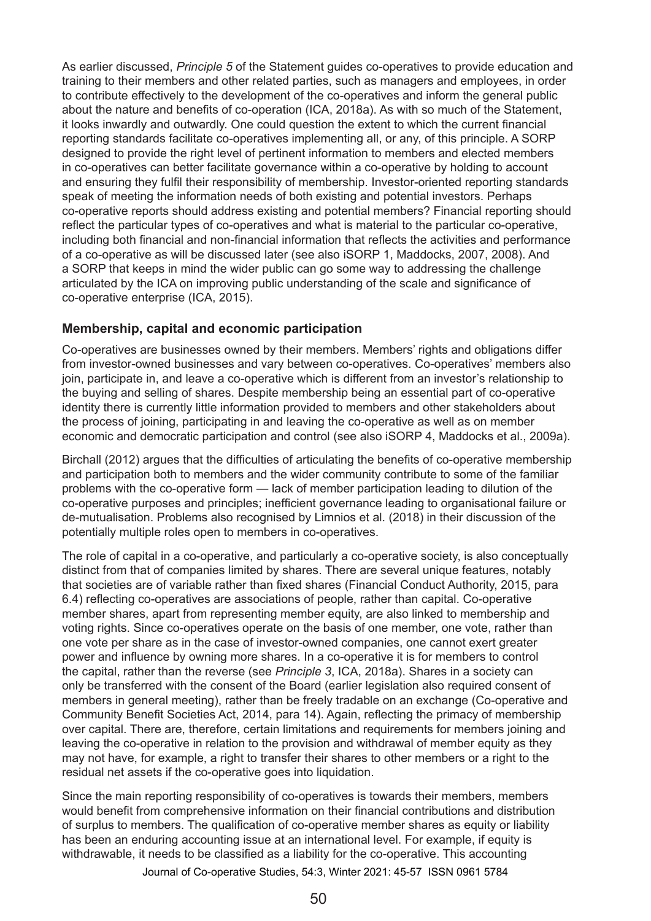As earlier discussed, *Principle 5* of the Statement guides co-operatives to provide education and training to their members and other related parties, such as managers and employees, in order to contribute effectively to the development of the co-operatives and inform the general public about the nature and benefits of co-operation (ICA, 2018a). As with so much of the Statement, it looks inwardly and outwardly. One could question the extent to which the current financial reporting standards facilitate co-operatives implementing all, or any, of this principle. A SORP designed to provide the right level of pertinent information to members and elected members in co-operatives can better facilitate governance within a co-operative by holding to account and ensuring they fulfil their responsibility of membership. Investor-oriented reporting standards speak of meeting the information needs of both existing and potential investors. Perhaps co-operative reports should address existing and potential members? Financial reporting should reflect the particular types of co-operatives and what is material to the particular co-operative, including both financial and non-financial information that reflects the activities and performance of a co-operative as will be discussed later (see also iSORP 1, Maddocks, 2007, 2008). And a SORP that keeps in mind the wider public can go some way to addressing the challenge articulated by the ICA on improving public understanding of the scale and significance of co-operative enterprise (ICA, 2015).

### Membership, capital and economic participation

Co-operatives are businesses owned by their members. Members' rights and obligations differ from investor-owned businesses and vary between co-operatives. Co-operatives' members also join, participate in, and leave a co-operative which is different from an investor's relationship to the buying and selling of shares. Despite membership being an essential part of co-operative identity there is currently little information provided to members and other stakeholders about the process of joining, participating in and leaving the co-operative as well as on member economic and democratic participation and control (see also iSORP 4, Maddocks et al., 2009a).

Birchall (2012) argues that the difficulties of articulating the benefits of co-operative membership and participation both to members and the wider community contribute to some of the familiar problems with the co-operative form — lack of member participation leading to dilution of the co-operative purposes and principles; inefficient governance leading to organisational failure or de-mutualisation. Problems also recognised by Limnios et al. (2018) in their discussion of the potentially multiple roles open to members in co-operatives.

The role of capital in a co-operative, and particularly a co-operative society, is also conceptually distinct from that of companies limited by shares. There are several unique features, notably that societies are of variable rather than fixed shares (Financial Conduct Authority, 2015, para 6.4) reflecting co-operatives are associations of people, rather than capital. Co-operative member shares, apart from representing member equity, are also linked to membership and voting rights. Since co-operatives operate on the basis of one member, one vote, rather than one vote per share as in the case of investor-owned companies, one cannot exert greater power and influence by owning more shares. In a co-operative it is for members to control the capital, rather than the reverse (see *Principle 3*, ICA, 2018a). Shares in a society can only be transferred with the consent of the Board (earlier legislation also required consent of members in general meeting), rather than be freely tradable on an exchange (Co-operative and Community Benefit Societies Act, 2014, para 14). Again, reflecting the primacy of membership over capital. There are, therefore, certain limitations and requirements for members joining and leaving the co-operative in relation to the provision and withdrawal of member equity as they may not have, for example, a right to transfer their shares to other members or a right to the residual net assets if the co-operative goes into liquidation.

Since the main reporting responsibility of co-operatives is towards their members, members would benefit from comprehensive information on their financial contributions and distribution of surplus to members. The qualification of co-operative member shares as equity or liability has been an enduring accounting issue at an international level. For example, if equity is withdrawable, it needs to be classified as a liability for the co-operative. This accounting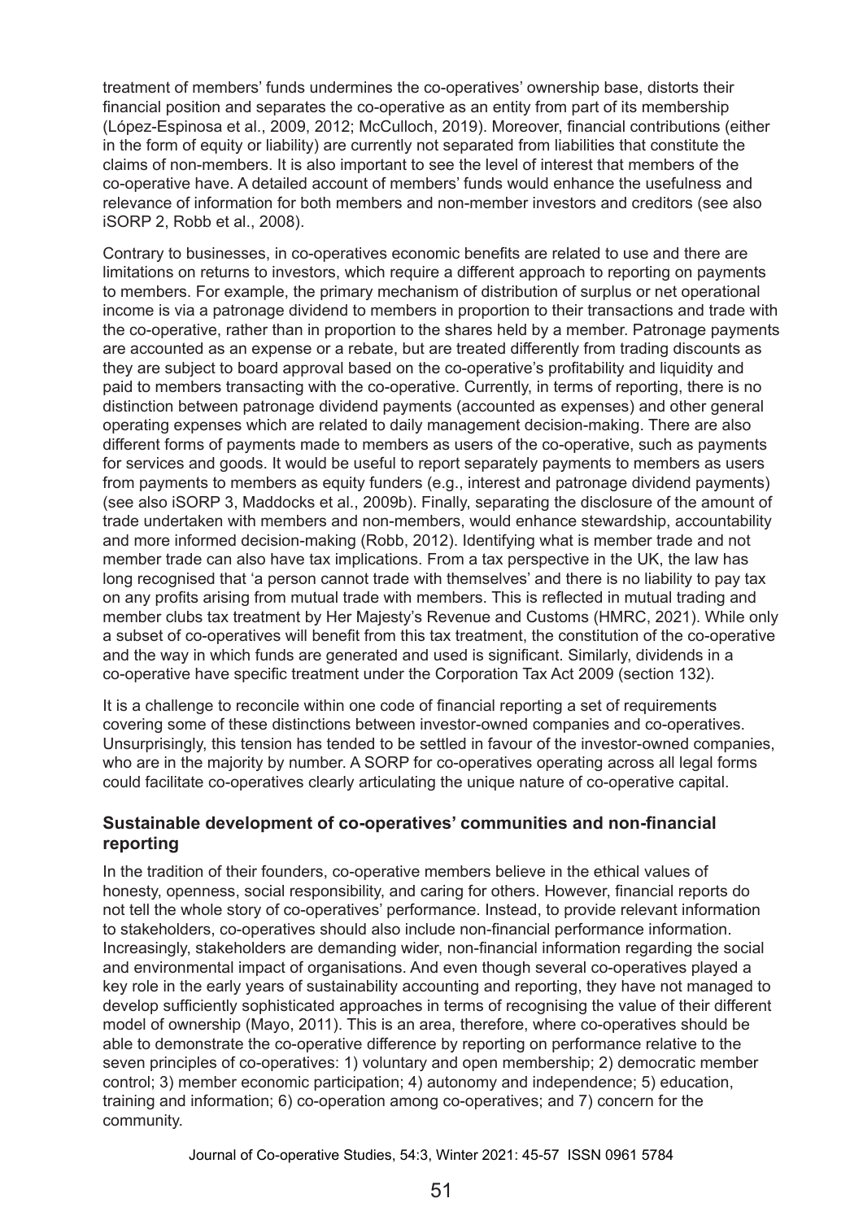treatment of members' funds undermines the co-operatives' ownership base, distorts their financial position and separates the co-operative as an entity from part of its membership (López-Espinosa et al., 2009, 2012; McCulloch, 2019). Moreover, financial contributions (either in the form of equity or liability) are currently not separated from liabilities that constitute the claims of non-members. It is also important to see the level of interest that members of the co-operative have. A detailed account of members' funds would enhance the usefulness and relevance of information for both members and non-member investors and creditors (see also iSORP 2, Robb et al., 2008).

Contrary to businesses, in co-operatives economic benefits are related to use and there are limitations on returns to investors, which require a different approach to reporting on payments to members. For example, the primary mechanism of distribution of surplus or net operational income is via a patronage dividend to members in proportion to their transactions and trade with the co-operative, rather than in proportion to the shares held by a member. Patronage payments are accounted as an expense or a rebate, but are treated differently from trading discounts as they are subject to board approval based on the co-operative's profitability and liquidity and paid to members transacting with the co-operative. Currently, in terms of reporting, there is no distinction between patronage dividend payments (accounted as expenses) and other general operating expenses which are related to daily management decision-making. There are also different forms of payments made to members as users of the co-operative, such as payments for services and goods. It would be useful to report separately payments to members as users from payments to members as equity funders (e.g., interest and patronage dividend payments) (see also iSORP 3, Maddocks et al., 2009b). Finally, separating the disclosure of the amount of trade undertaken with members and non-members, would enhance stewardship, accountability and more informed decision-making (Robb, 2012). Identifying what is member trade and not member trade can also have tax implications. From a tax perspective in the UK, the law has long recognised that 'a person cannot trade with themselves' and there is no liability to pay tax on any profits arising from mutual trade with members. This is reflected in mutual trading and member clubs tax treatment by Her Majesty's Revenue and Customs (HMRC, 2021). While only a subset of co-operatives will benefit from this tax treatment, the constitution of the co-operative and the way in which funds are generated and used is significant. Similarly, dividends in a co-operative have specific treatment under the Corporation Tax Act 2009 (section 132).

It is a challenge to reconcile within one code of financial reporting a set of requirements covering some of these distinctions between investor-owned companies and co-operatives. Unsurprisingly, this tension has tended to be settled in favour of the investor-owned companies, who are in the majority by number. A SORP for co-operatives operating across all legal forms could facilitate co-operatives clearly articulating the unique nature of co-operative capital.

### Sustainable development of co-operatives' communities and non-financial reporting

In the tradition of their founders, co-operative members believe in the ethical values of honesty, openness, social responsibility, and caring for others. However, financial reports do not tell the whole story of co-operatives' performance. Instead, to provide relevant information to stakeholders, co-operatives should also include non-financial performance information. Increasingly, stakeholders are demanding wider, non-financial information regarding the social and environmental impact of organisations. And even though several co-operatives played a key role in the early years of sustainability accounting and reporting, they have not managed to develop sufficiently sophisticated approaches in terms of recognising the value of their different model of ownership (Mayo, 2011). This is an area, therefore, where co-operatives should be able to demonstrate the co-operative difference by reporting on performance relative to the seven principles of co-operatives: 1) voluntary and open membership; 2) democratic member control; 3) member economic participation; 4) autonomy and independence; 5) education, training and information; 6) co-operation among co-operatives; and 7) concern for the community.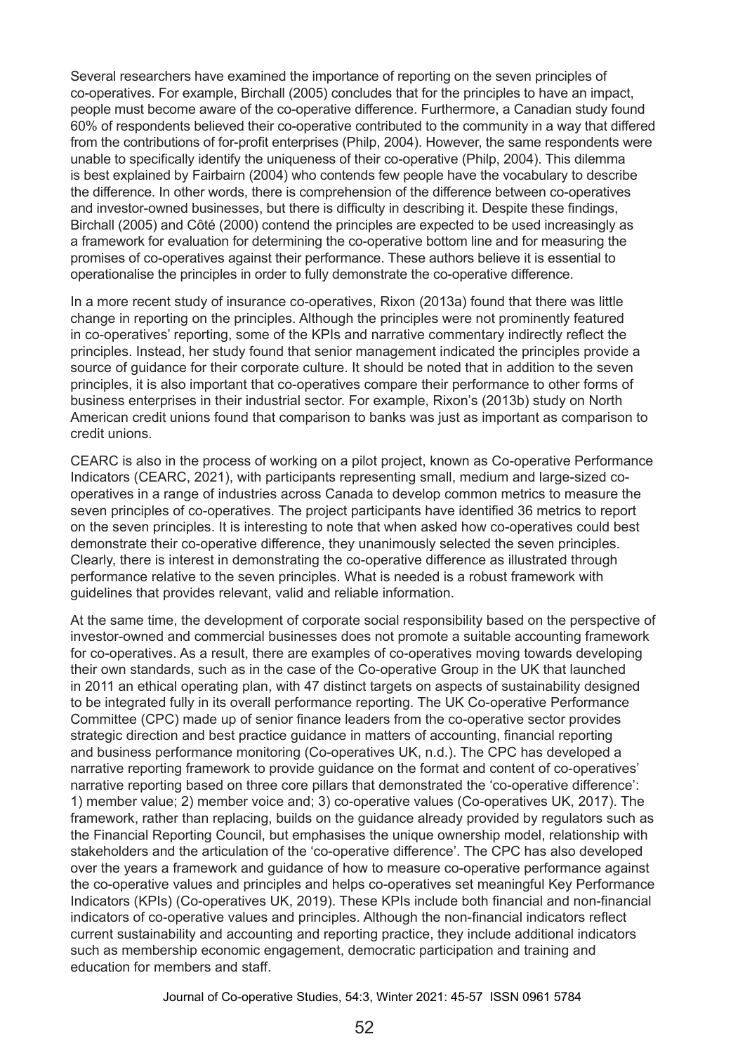Several researchers have examined the importance of reporting on the seven principles of co-operatives. For example, Birchall (2005) concludes that for the principles to have an impact, people must become aware of the co-operative difference. Furthermore, a Canadian study found 60% of respondents believed their co-operative contributed to the community in a way that differed from the contributions of for-profit enterprises (Philp, 2004). However, the same respondents were unable to specifically identify the uniqueness of their co-operative (Philp, 2004). This dilemma is best explained by Fairbairn (2004) who contends few people have the vocabulary to describe the difference. In other words, there is comprehension of the difference between co-operatives and investor-owned businesses, but there is difficulty in describing it. Despite these findings, Birchall (2005) and Côté (2000) contend the principles are expected to be used increasingly as a framework for evaluation for determining the co-operative bottom line and for measuring the promises of co-operatives against their performance. These authors believe it is essential to operationalise the principles in order to fully demonstrate the co-operative difference.

In a more recent study of insurance co-operatives, Rixon (2013a) found that there was little change in reporting on the principles. Although the principles were not prominently featured in co-operatives' reporting, some of the KPIs and narrative commentary indirectly reflect the principles. Instead, her study found that senior management indicated the principles provide a source of guidance for their corporate culture. It should be noted that in addition to the seven principles, it is also important that co-operatives compare their performance to other forms of business enterprises in their industrial sector. For example, Rixon's (2013b) study on North American credit unions found that comparison to banks was just as important as comparison to credit unions.

CEARC is also in the process of working on a pilot project, known as Co-operative Performance Indicators (CEARC, 2021), with participants representing small, medium and large-sized co-operatives in a range of industries across Canada to develop common metrics to measure the seven principles of co-operatives. The project participants have identified 36 metrics to report on the seven principles. It is interesting to note that when asked how co-operatives could best demonstrate their co-operative difference, they unanimously selected the seven principles. Clearly, there is interest in demonstrating the co-operative difference as illustrated through performance relative to the seven principles. What is needed is a robust framework with guidelines that provides relevant, valid and reliable information.

At the same time, the development of corporate social responsibility based on the perspective of investor-owned and commercial businesses does not promote a suitable accounting framework for co-operatives. As a result, there are examples of co-operatives moving towards developing their own standards, such as in the case of the Co-operative Group in the UK that launched in 2011 an ethical operating plan, with 47 distinct targets on aspects of sustainability designed to be integrated fully in its overall performance reporting. The UK Co-operative Performance Committee (CPC) made up of senior finance leaders from the co-operative sector provides strategic direction and best practice guidance in matters of accounting, financial reporting and business performance monitoring (Co-operatives UK, n.d.). The CPC has developed a narrative reporting framework to provide guidance on the format and content of co-operatives' narrative reporting based on three core pillars that demonstrated the 'co-operative difference': 1) member value; 2) member voice and; 3) co-operative values (Co-operatives UK, 2017). The framework, rather than replacing, builds on the guidance already provided by regulators such as the Financial Reporting Council, but emphasises the unique ownership model, relationship with stakeholders and the articulation of the 'co-operative difference'. The CPC has also developed over the years a framework and guidance of how to measure co-operative performance against the co-operative values and principles and helps co-operatives set meaningful Key Performance Indicators (KPIs) (Co-operatives UK, 2019). These KPIs include both financial and non-financial indicators of co-operative values and principles. Although the non-financial indicators reflect current sustainability and accounting and reporting practice, they include additional indicators such as membership economic engagement, democratic participation and training and education for members and staff.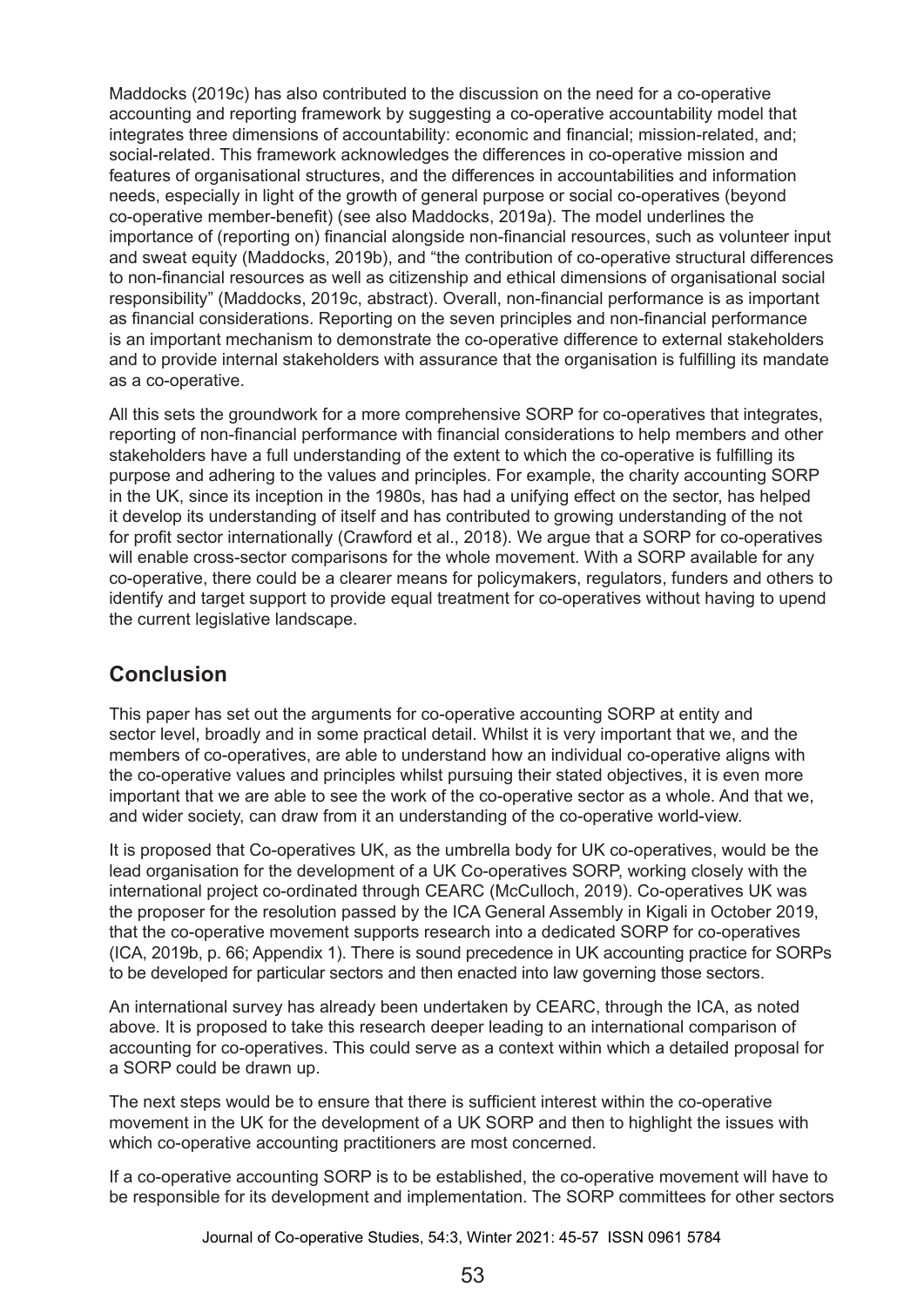Maddocks (2019c) has also contributed to the discussion on the need for a co-operative accounting and reporting framework by suggesting a co-operative accountability model that integrates three dimensions of accountability: economic and financial; mission-related, and; social-related. This framework acknowledges the differences in co-operative mission and features of organisational structures, and the differences in accountabilities and information needs, especially in light of the growth of general purpose or social co-operatives (beyond co-operative member-benefit) (see also Maddocks, 2019a). The model underlines the importance of (reporting on) financial alongside non-financial resources, such as volunteer input and sweat equity (Maddocks, 2019b), and "the contribution of co-operative structural differences to non-financial resources as well as citizenship and ethical dimensions of organisational social responsibility" (Maddocks, 2019c, abstract). Overall, non-financial performance is as important as financial considerations. Reporting on the seven principles and non-financial performance is an important mechanism to demonstrate the co-operative difference to external stakeholders and to provide internal stakeholders with assurance that the organisation is fulfilling its mandate as a co-operative.

All this sets the groundwork for a more comprehensive SORP for co-operatives that integrates, reporting of non-financial performance with financial considerations to help members and other stakeholders have a full understanding of the extent to which the co-operative is fulfilling its purpose and adhering to the values and principles. For example, the charity accounting SORP in the UK, since its inception in the 1980s, has had a unifying effect on the sector, has helped it develop its understanding of itself and has contributed to growing understanding of the not for profit sector internationally (Crawford et al., 2018). We argue that a SORP for co-operatives will enable cross-sector comparisons for the whole movement. With a SORP available for any co-operative, there could be a clearer means for policymakers, regulators, funders and others to identify and target support to provide equal treatment for co-operatives without having to upend the current legislative landscape.

## Conclusion

This paper has set out the arguments for co-operative accounting SORP at entity and sector level, broadly and in some practical detail. Whilst it is very important that we, and the members of co-operatives, are able to understand how an individual co-operative aligns with the co-operative values and principles whilst pursuing their stated objectives, it is even more important that we are able to see the work of the co-operative sector as a whole. And that we, and wider society, can draw from it an understanding of the co-operative world-view.

It is proposed that Co-operatives UK, as the umbrella body for UK co-operatives, would be the lead organisation for the development of a UK Co-operatives SORP, working closely with the international project co-ordinated through CEARC (McCulloch, 2019). Co-operatives UK was the proposer for the resolution passed by the ICA General Assembly in Kigali in October 2019, that the co-operative movement supports research into a dedicated SORP for co-operatives (ICA, 2019b, p. 66; Appendix 1). There is sound precedence in UK accounting practice for SORPs to be developed for particular sectors and then enacted into law governing those sectors.

An international survey has already been undertaken by CEARC, through the ICA, as noted above. It is proposed to take this research deeper leading to an international comparison of accounting for co-operatives. This could serve as a context within which a detailed proposal for a SORP could be drawn up.

The next steps would be to ensure that there is sufficient interest within the co-operative movement in the UK for the development of a UK SORP and then to highlight the issues with which co-operative accounting practitioners are most concerned.

If a co-operative accounting SORP is to be established, the co-operative movement will have to be responsible for its development and implementation. The SORP committees for other sectors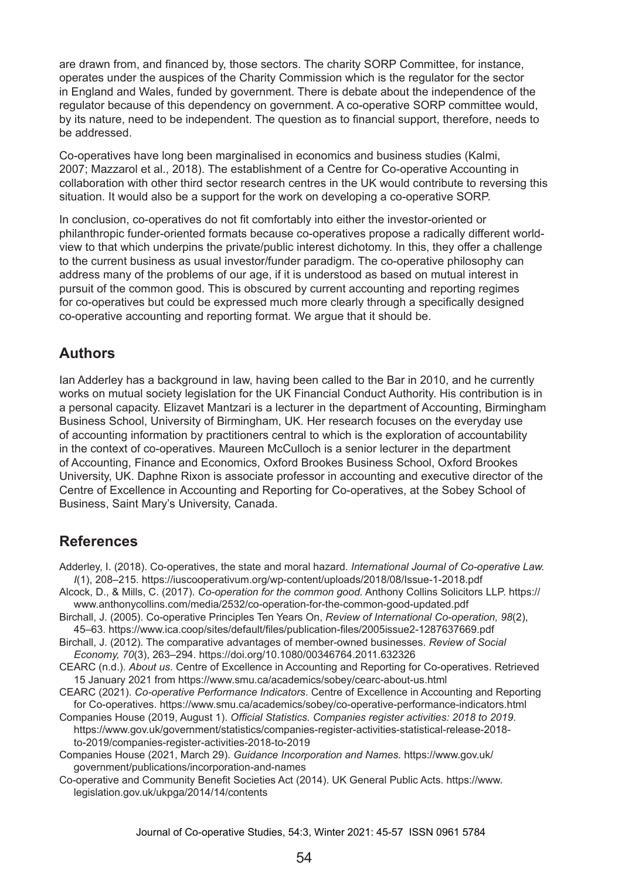are drawn from, and financed by, those sectors. The charity SORP Committee, for instance, operates under the auspices of the Charity Commission which is the regulator for the sector in England and Wales, funded by government. There is debate about the independence of the regulator because of this dependency on government. A co-operative SORP committee would, by its nature, need to be independent. The question as to financial support, therefore, needs to be addressed.

Co-operatives have long been marginalised in economics and business studies (Kalmi, 2007; Mazzarol et al., 2018). The establishment of a Centre for Co-operative Accounting in collaboration with other third sector research centres in the UK would contribute to reversing this situation. It would also be a support for the work on developing a co-operative SORP.

In conclusion, co-operatives do not fit comfortably into either the investor-oriented or philanthropic funder-oriented formats because co-operatives propose a radically different world-view to that which underpins the private/public interest dichotomy. In this, they offer a challenge to the current business as usual investor/funder paradigm. The co-operative philosophy can address many of the problems of our age, if it is understood as based on mutual interest in pursuit of the common good. This is obscured by current accounting and reporting regimes for co-operatives but could be expressed much more clearly through a specifically designed co-operative accounting and reporting format. We argue that it should be.

## Authors

Ian Adderley has a background in law, having been called to the Bar in 2010, and he currently works on mutual society legislation for the UK Financial Conduct Authority. His contribution is in a personal capacity. Elizavet Mantzari is a lecturer in the department of Accounting, Birmingham Business School, University of Birmingham, UK. Her research focuses on the everyday use of accounting information by practitioners central to which is the exploration of accountability in the context of co-operatives. Maureen McCulloch is a senior lecturer in the department of Accounting, Finance and Economics, Oxford Brookes Business School, Oxford Brookes University, UK. Daphne Rixon is associate professor in accounting and executive director of the Centre of Excellence in Accounting and Reporting for Co-operatives, at the Sobey School of Business, Saint Mary's University, Canada.

## References

Adderley, I. (2018). Co-operatives, the state and moral hazard. *International Journal of Co-operative Law. I*(1), 208–215. https://iuscooperativum.org/wp-content/uploads/2018/08/Issue-1-2018.pdf

Alcock, D., & Mills, C. (2017). *Co-operation for the common good.* Anthony Collins Solicitors LLP. https://www.anthonycollins.com/media/2532/co-operation-for-the-common-good-updated.pdf

Birchall, J. (2005). Co-operative Principles Ten Years On, *Review of International Co-operation, 98*(2), 45–63. https://www.ica.coop/sites/default/files/publication-files/2005issue2-1287637669.pdf

Birchall, J. (2012). The comparative advantages of member-owned businesses. *Review of Social Economy, 70*(3), 263–294. https://doi.org/10.1080/00346764.2011.632326

CEARC (n.d.). *About us.* Centre of Excellence in Accounting and Reporting for Co-operatives. Retrieved 15 January 2021 from https://www.smu.ca/academics/sobey/cearc-about-us.html

CEARC (2021). *Co-operative Performance Indicators.* Centre of Excellence in Accounting and Reporting for Co-operatives. https://www.smu.ca/academics/sobey/co-operative-performance-indicators.html

Companies House (2019, August 1). *Official Statistics. Companies register activities: 2018 to 2019.* https://www.gov.uk/government/statistics/companies-register-activities-statistical-release-2018-to-2019/companies-register-activities-2018-to-2019

Companies House (2021, March 29). *Guidance Incorporation and Names.* https://www.gov.uk/government/publications/incorporation-and-names

Co-operative and Community Benefit Societies Act (2014). UK General Public Acts. https://www.legislation.gov.uk/ukpga/2014/14/contents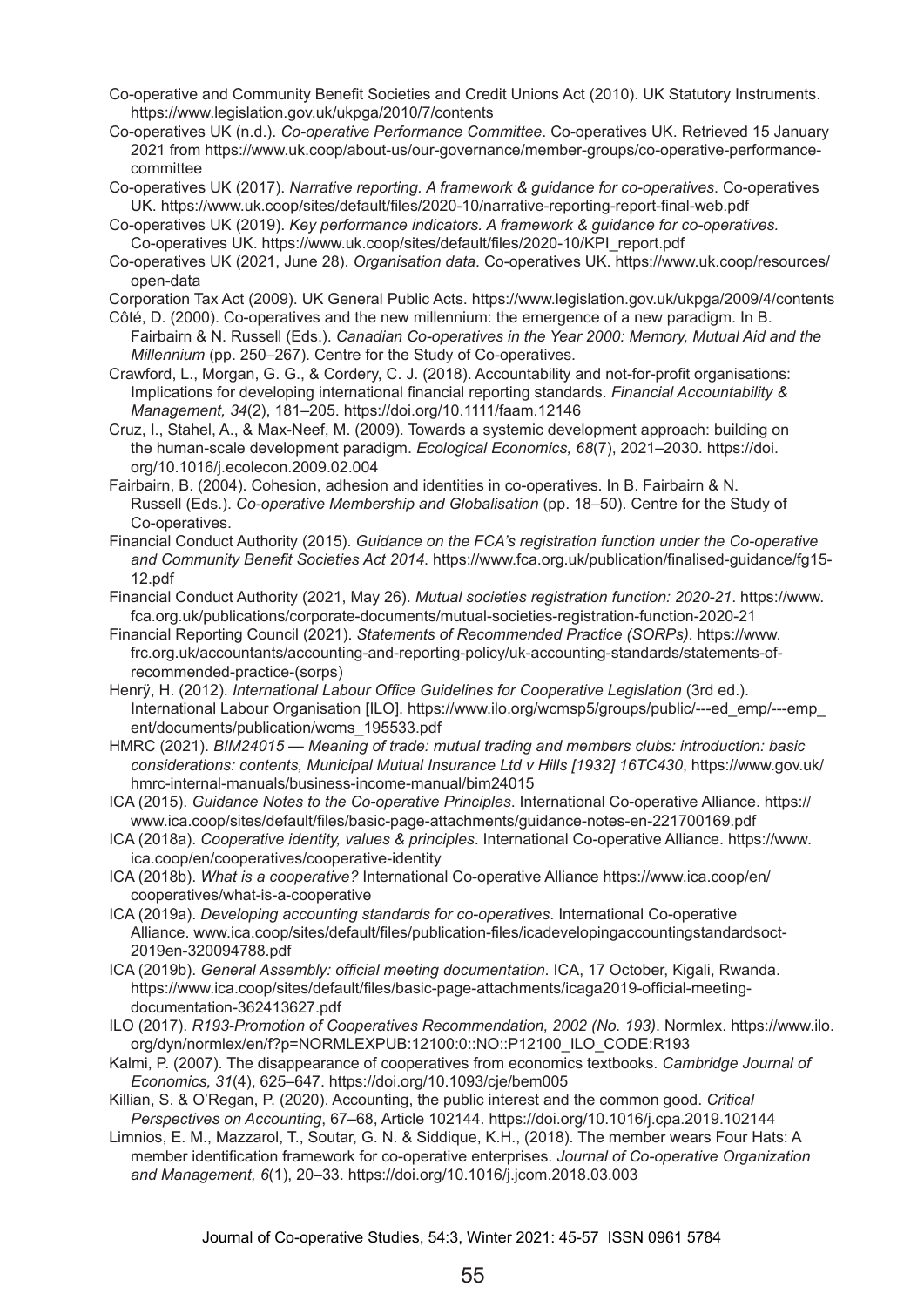Co-operative and Community Benefit Societies and Credit Unions Act (2010). UK Statutory Instruments. https://www.legislation.gov.uk/ukpga/2010/7/contents

Co-operatives UK (n.d.). *Co-operative Performance Committee*. Co-operatives UK. Retrieved 15 January 2021 from https://www.uk.coop/about-us/our-governance/member-groups/co-operative-performance-committee

Co-operatives UK (2017). *Narrative reporting. A framework & guidance for co-operatives*. Co-operatives UK. https://www.uk.coop/sites/default/files/2020-10/narrative-reporting-report-final-web.pdf

Co-operatives UK (2019). *Key performance indicators. A framework & guidance for co-operatives.* Co-operatives UK. https://www.uk.coop/sites/default/files/2020-10/KPI_report.pdf

Co-operatives UK (2021, June 28). *Organisation data*. Co-operatives UK. https://www.uk.coop/resources/open-data

Corporation Tax Act (2009). UK General Public Acts. https://www.legislation.gov.uk/ukpga/2009/4/contents

Côté, D. (2000). Co-operatives and the new millennium: the emergence of a new paradigm. In B. Fairbairn & N. Russell (Eds.). *Canadian Co-operatives in the Year 2000: Memory, Mutual Aid and the Millennium* (pp. 250–267). Centre for the Study of Co-operatives.

Crawford, L., Morgan, G. G., & Cordery, C. J. (2018). Accountability and not-for-profit organisations: Implications for developing international financial reporting standards. *Financial Accountability & Management, 34*(2), 181–205. https://doi.org/10.1111/faam.12146

Cruz, I., Stahel, A., & Max-Neef, M. (2009). Towards a systemic development approach: building on the human-scale development paradigm. *Ecological Economics, 68*(7), 2021–2030. https://doi.org/10.1016/j.ecolecon.2009.02.004

Fairbairn, B. (2004). Cohesion, adhesion and identities in co-operatives. In B. Fairbairn & N. Russell (Eds.). *Co-operative Membership and Globalisation* (pp. 18–50). Centre for the Study of Co-operatives.

Financial Conduct Authority (2015). *Guidance on the FCA's registration function under the Co-operative and Community Benefit Societies Act 2014*. https://www.fca.org.uk/publication/finalised-guidance/fg15-12.pdf

Financial Conduct Authority (2021, May 26). *Mutual societies registration function: 2020-21*. https://www.fca.org.uk/publications/corporate-documents/mutual-societies-registration-function-2020-21

Financial Reporting Council (2021). *Statements of Recommended Practice (SORPs)*. https://www.frc.org.uk/accountants/accounting-and-reporting-policy/uk-accounting-standards/statements-of-recommended-practice-(sorps)

Henrÿ, H. (2012). *International Labour Office Guidelines for Cooperative Legislation* (3rd ed.). International Labour Organisation [ILO]. https://www.ilo.org/wcmsp5/groups/public/---ed_emp/---emp_ent/documents/publication/wcms_195533.pdf

HMRC (2021). *BIM24015 — Meaning of trade: mutual trading and members clubs: introduction: basic considerations: contents, Municipal Mutual Insurance Ltd v Hills [1932] 16TC430*, https://www.gov.uk/hmrc-internal-manuals/business-income-manual/bim24015

ICA (2015). *Guidance Notes to the Co-operative Principles*. International Co-operative Alliance. https://www.ica.coop/sites/default/files/basic-page-attachments/guidance-notes-en-221700169.pdf

ICA (2018a). *Cooperative identity, values & principles*. International Co-operative Alliance. https://www.ica.coop/en/cooperatives/cooperative-identity

ICA (2018b). *What is a cooperative?* International Co-operative Alliance https://www.ica.coop/en/cooperatives/what-is-a-cooperative

ICA (2019a). *Developing accounting standards for co-operatives*. International Co-operative Alliance. www.ica.coop/sites/default/files/publication-files/icadevelopingaccountingstandardsoct-2019en-320094788.pdf

ICA (2019b). *General Assembly: official meeting documentation*. ICA, 17 October, Kigali, Rwanda. https://www.ica.coop/sites/default/files/basic-page-attachments/icaga2019-official-meeting-documentation-362413627.pdf

ILO (2017). *R193-Promotion of Cooperatives Recommendation, 2002 (No. 193)*. Normlex. https://www.ilo.org/dyn/normlex/en/f?p=NORMLEXPUB:12100:0::NO::P12100_ILO_CODE:R193

Kalmi, P. (2007). The disappearance of cooperatives from economics textbooks. *Cambridge Journal of Economics, 31*(4), 625–647. https://doi.org/10.1093/cje/bem005

Killian, S. & O'Regan, P. (2020). Accounting, the public interest and the common good. *Critical Perspectives on Accounting*, 67–68, Article 102144. https://doi.org/10.1016/j.cpa.2019.102144

Limnios, E. M., Mazzarol, T., Soutar, G. N. & Siddique, K.H., (2018). The member wears Four Hats: A member identification framework for co-operative enterprises. *Journal of Co-operative Organization and Management, 6*(1), 20–33. https://doi.org/10.1016/j.jcom.2018.03.003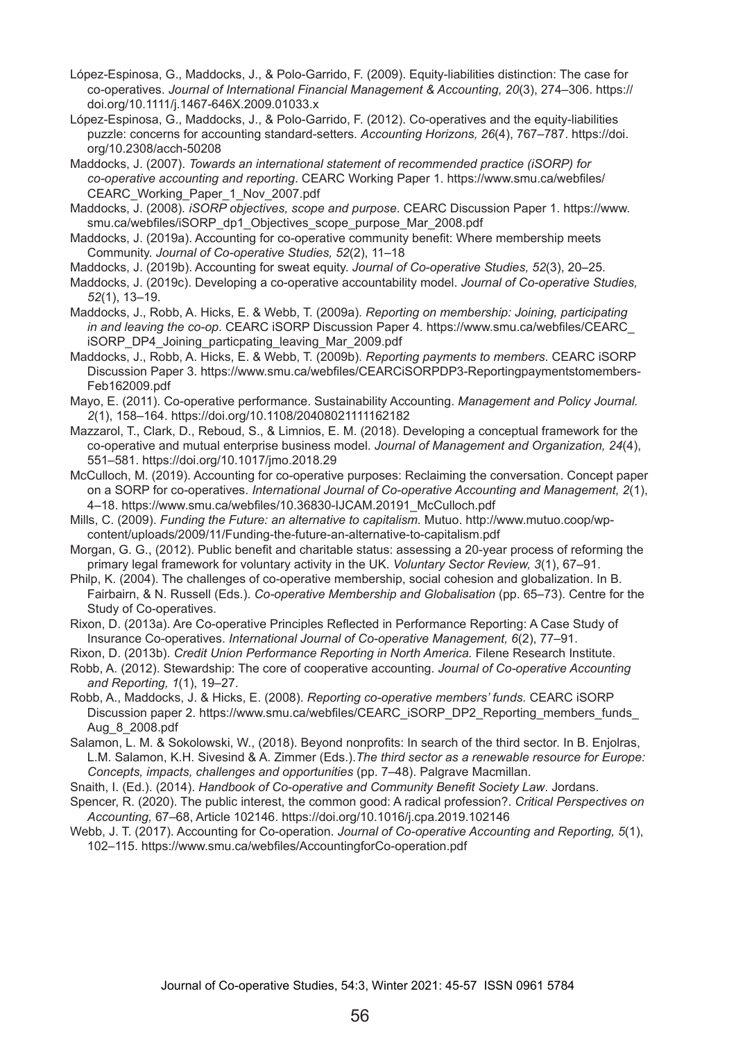López-Espinosa, G., Maddocks, J., & Polo-Garrido, F. (2009). Equity-liabilities distinction: The case for co-operatives. *Journal of International Financial Management & Accounting, 20*(3), 274–306. https://doi.org/10.1111/j.1467-646X.2009.01033.x

López-Espinosa, G., Maddocks, J., & Polo-Garrido, F. (2012). Co-operatives and the equity-liabilities puzzle: concerns for accounting standard-setters. *Accounting Horizons, 26*(4), 767–787. https://doi.org/10.2308/acch-50208

Maddocks, J. (2007). *Towards an international statement of recommended practice (iSORP) for co-operative accounting and reporting*. CEARC Working Paper 1. https://www.smu.ca/webfiles/CEARC_Working_Paper_1_Nov_2007.pdf

Maddocks, J. (2008). *iSORP objectives, scope and purpose*. CEARC Discussion Paper 1. https://www.smu.ca/webfiles/iSORP_dp1_Objectives_scope_purpose_Mar_2008.pdf

Maddocks, J. (2019a). Accounting for co-operative community benefit: Where membership meets Community. *Journal of Co-operative Studies, 52*(2), 11–18

Maddocks, J. (2019b). Accounting for sweat equity. *Journal of Co-operative Studies, 52*(3), 20–25.

Maddocks, J. (2019c). Developing a co-operative accountability model. *Journal of Co-operative Studies, 52*(1), 13–19.

Maddocks, J., Robb, A. Hicks, E. & Webb, T. (2009a). *Reporting on membership: Joining, participating in and leaving the co-op*. CEARC iSORP Discussion Paper 4. https://www.smu.ca/webfiles/CEARC_iSORP_DP4_Joining_particpating_leaving_Mar_2009.pdf

Maddocks, J., Robb, A. Hicks, E. & Webb, T. (2009b). *Reporting payments to members*. CEARC iSORP Discussion Paper 3. https://www.smu.ca/webfiles/CEARCiSORPDP3-Reportingpaymentstomembers-Feb162009.pdf

Mayo, E. (2011). Co-operative performance. Sustainability Accounting. *Management and Policy Journal. 2*(1), 158–164. https://doi.org/10.1108/20408021111162182

Mazzarol, T., Clark, D., Reboud, S., & Limnios, E. M. (2018). Developing a conceptual framework for the co-operative and mutual enterprise business model. *Journal of Management and Organization, 24*(4), 551–581. https://doi.org/10.1017/jmo.2018.29

McCulloch, M. (2019). Accounting for co-operative purposes: Reclaiming the conversation. Concept paper on a SORP for co-operatives. *International Journal of Co-operative Accounting and Management, 2*(1), 4–18. https://www.smu.ca/webfiles/10.36830-IJCAM.20191_McCulloch.pdf

Mills, C. (2009). *Funding the Future: an alternative to capitalism.* Mutuo. http://www.mutuo.coop/wp-content/uploads/2009/11/Funding-the-future-an-alternative-to-capitalism.pdf

Morgan, G. G., (2012). Public benefit and charitable status: assessing a 20-year process of reforming the primary legal framework for voluntary activity in the UK. *Voluntary Sector Review, 3*(1), 67–91.

Philp, K. (2004). The challenges of co-operative membership, social cohesion and globalization. In B. Fairbairn, & N. Russell (Eds.). *Co-operative Membership and Globalisation* (pp. 65–73). Centre for the Study of Co-operatives.

Rixon, D. (2013a). Are Co-operative Principles Reflected in Performance Reporting: A Case Study of Insurance Co-operatives. *International Journal of Co-operative Management, 6*(2), 77–91.

Rixon, D. (2013b). *Credit Union Performance Reporting in North America.* Filene Research Institute.

Robb, A. (2012). Stewardship: The core of cooperative accounting. *Journal of Co-operative Accounting and Reporting, 1*(1), 19–27.

Robb, A., Maddocks, J. & Hicks, E. (2008). *Reporting co-operative members' funds.* CEARC iSORP Discussion paper 2. https://www.smu.ca/webfiles/CEARC_iSORP_DP2_Reporting_members_funds_Aug_8_2008.pdf

Salamon, L. M. & Sokolowski, W., (2018). Beyond nonprofits: In search of the third sector. In B. Enjolras, L.M. Salamon, K.H. Sivesind & A. Zimmer (Eds.).*The third sector as a renewable resource for Europe: Concepts, impacts, challenges and opportunities* (pp. 7–48). Palgrave Macmillan.

Snaith, I. (Ed.). (2014). *Handbook of Co-operative and Community Benefit Society Law*. Jordans.

Spencer, R. (2020). The public interest, the common good: A radical profession?. *Critical Perspectives on Accounting,* 67–68, Article 102146. https://doi.org/10.1016/j.cpa.2019.102146

Webb, J. T. (2017). Accounting for Co-operation. *Journal of Co-operative Accounting and Reporting, 5*(1), 102–115. https://www.smu.ca/webfiles/AccountingforCo-operation.pdf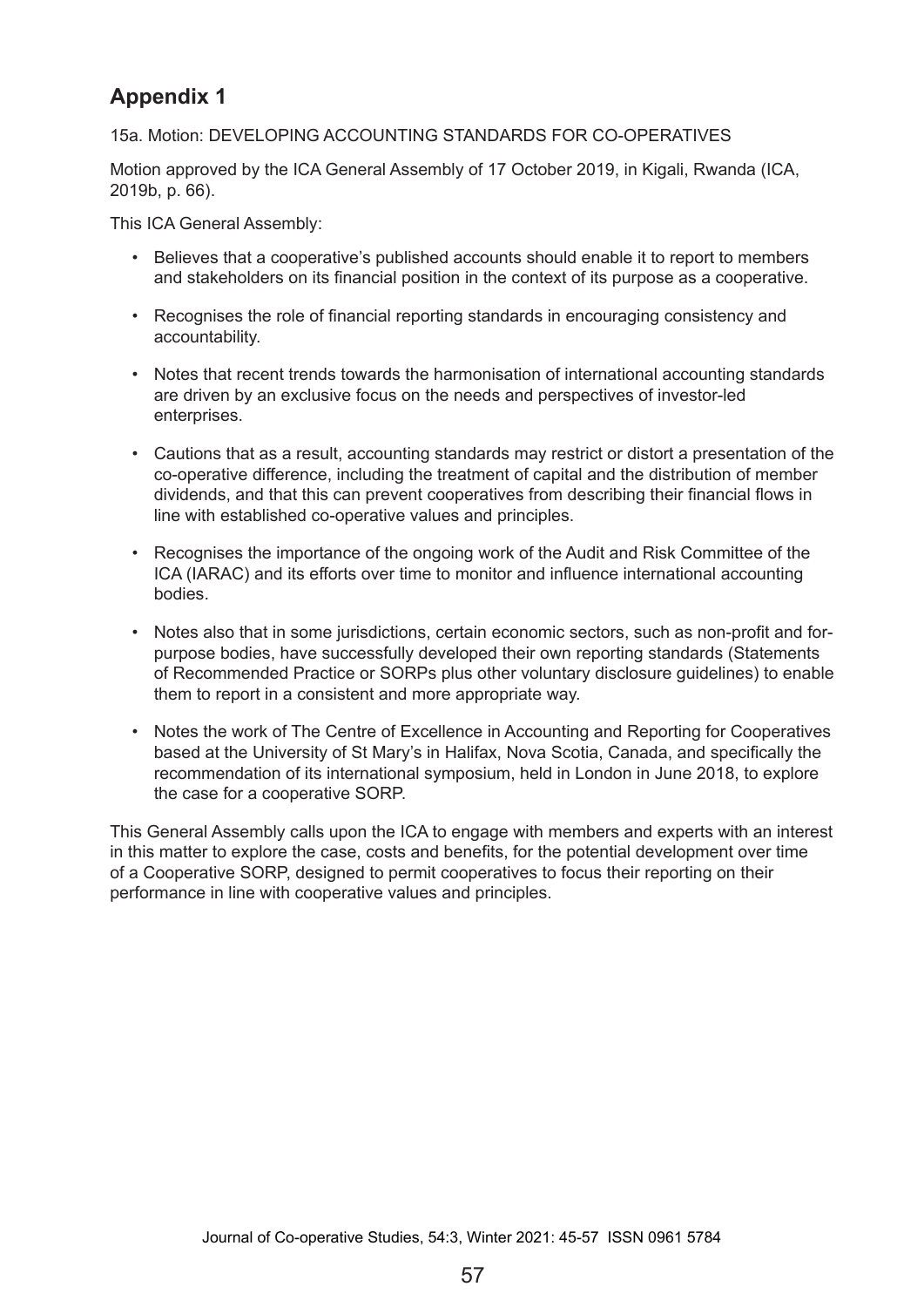## Appendix 1

15a. Motion: DEVELOPING ACCOUNTING STANDARDS FOR CO-OPERATIVES

Motion approved by the ICA General Assembly of 17 October 2019, in Kigali, Rwanda (ICA, 2019b, p. 66).

This ICA General Assembly:

- Believes that a cooperative's published accounts should enable it to report to members and stakeholders on its financial position in the context of its purpose as a cooperative.
- Recognises the role of financial reporting standards in encouraging consistency and accountability.
- Notes that recent trends towards the harmonisation of international accounting standards are driven by an exclusive focus on the needs and perspectives of investor-led enterprises.
- Cautions that as a result, accounting standards may restrict or distort a presentation of the co-operative difference, including the treatment of capital and the distribution of member dividends, and that this can prevent cooperatives from describing their financial flows in line with established co-operative values and principles.
- Recognises the importance of the ongoing work of the Audit and Risk Committee of the ICA (IARAC) and its efforts over time to monitor and influence international accounting bodies.
- Notes also that in some jurisdictions, certain economic sectors, such as non-profit and for-purpose bodies, have successfully developed their own reporting standards (Statements of Recommended Practice or SORPs plus other voluntary disclosure guidelines) to enable them to report in a consistent and more appropriate way.
- Notes the work of The Centre of Excellence in Accounting and Reporting for Cooperatives based at the University of St Mary's in Halifax, Nova Scotia, Canada, and specifically the recommendation of its international symposium, held in London in June 2018, to explore the case for a cooperative SORP.

This General Assembly calls upon the ICA to engage with members and experts with an interest in this matter to explore the case, costs and benefits, for the potential development over time of a Cooperative SORP, designed to permit cooperatives to focus their reporting on their performance in line with cooperative values and principles.